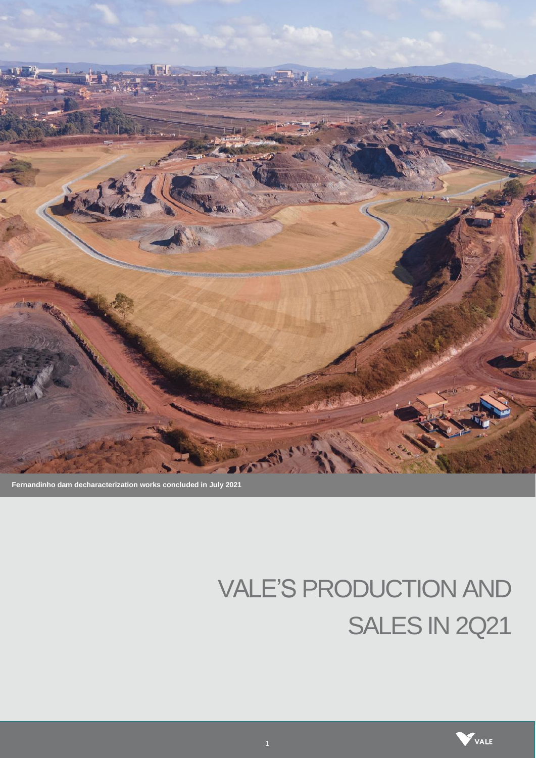Fernandinho dam decharacterization works concluded in July 2021

# VALE'S PRODUCTION AND SALES IN 2Q21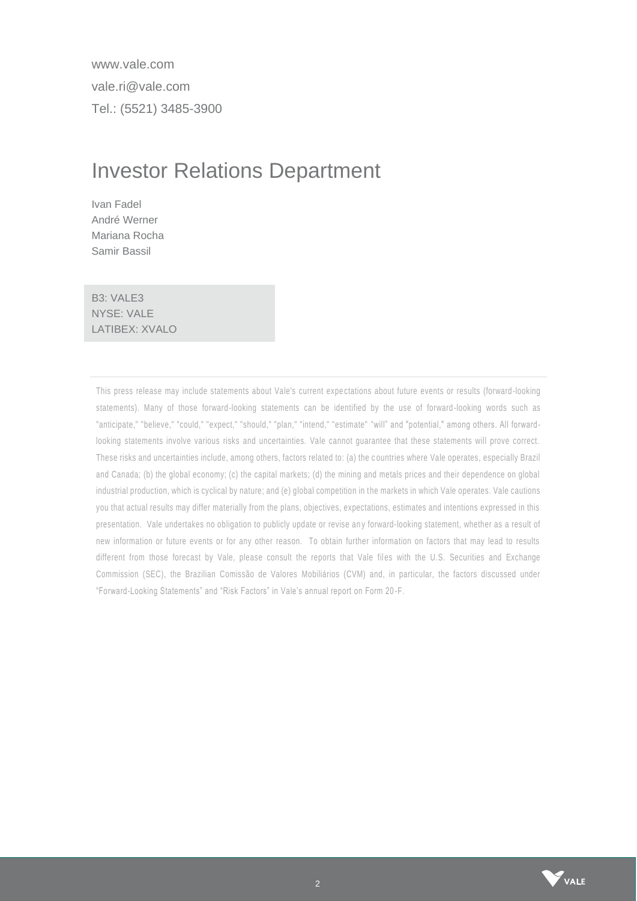www.vale.com

vale.ri@vale.com

Tel.: (5521) 3485-3900

# Investor Relations Department

Ivan Fadel
André Werner
Mariana Rocha
Samir Bassil

B3: VALE3
NYSE: VALE
LATIBEX: XVALO

---

This press release may include statements about Vale's current expectations about future events or results (forward-looking statements). Many of those forward-looking statements can be identified by the use of forward-looking words such as "anticipate," "believe," "could," "expect," "should," "plan," "intend," "estimate" "will" and "potential," among others. All forward-looking statements involve various risks and uncertainties. Vale cannot guarantee that these statements will prove correct. These risks and uncertainties include, among others, factors related to: (a) the countries where Vale operates, especially Brazil and Canada; (b) the global economy; (c) the capital markets; (d) the mining and metals prices and their dependence on global industrial production, which is cyclical by nature; and (e) global competition in the markets in which Vale operates. Vale cautions you that actual results may differ materially from the plans, objectives, expectations, estimates and intentions expressed in this presentation. Vale undertakes no obligation to publicly update or revise any forward-looking statement, whether as a result of new information or future events or for any other reason. To obtain further information on factors that may lead to results different from those forecast by Vale, please consult the reports that Vale files with the U.S. Securities and Exchange Commission (SEC), the Brazilian Comissão de Valores Mobiliários (CVM) and, in particular, the factors discussed under "Forward-Looking Statements" and "Risk Factors" in Vale's annual report on Form 20-F.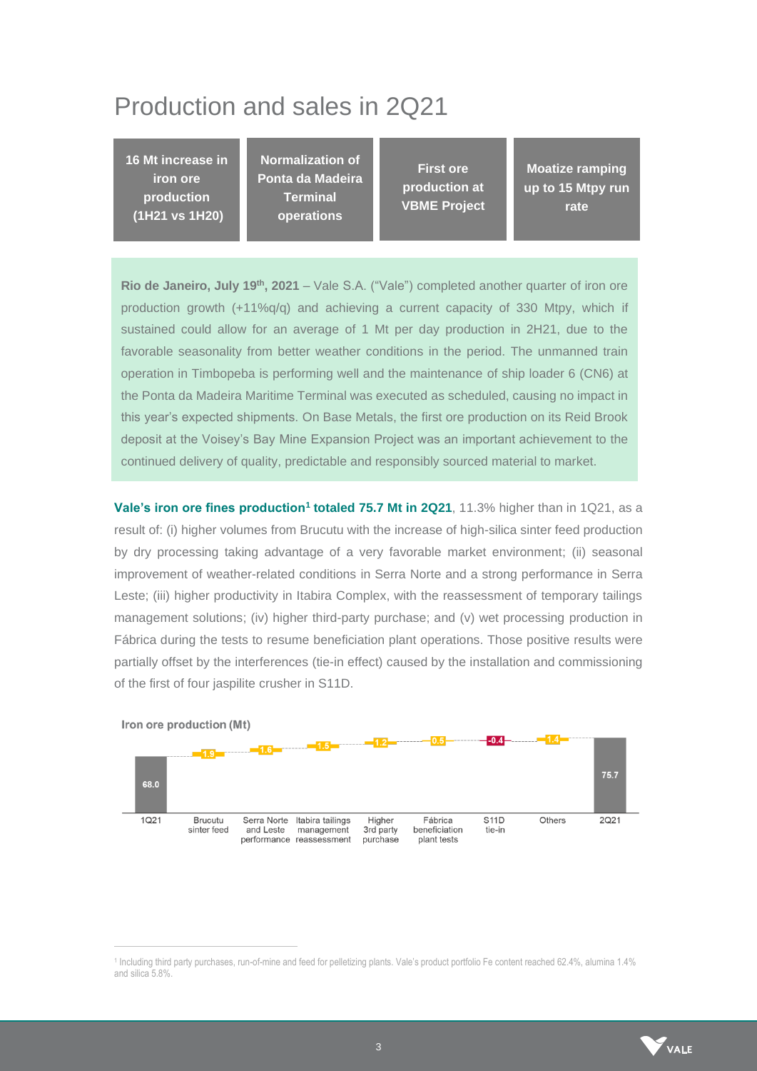# Production and sales in 2Q21

| 16 Mt increase in iron ore production (1H21 vs 1H20) | Normalization of Ponta da Madeira Terminal operations | First ore production at VBME Project | Moatize ramping up to 15 Mtpy run rate |
|---|---|---|---|

**Rio de Janeiro, July 19th, 2021** – Vale S.A. ("Vale") completed another quarter of iron ore production growth (+11%q/q) and achieving a current capacity of 330 Mtpy, which if sustained could allow for an average of 1 Mt per day production in 2H21, due to the favorable seasonality from better weather conditions in the period. The unmanned train operation in Timbopeba is performing well and the maintenance of ship loader 6 (CN6) at the Ponta da Madeira Maritime Terminal was executed as scheduled, causing no impact in this year's expected shipments. On Base Metals, the first ore production on its Reid Brook deposit at the Voisey's Bay Mine Expansion Project was an important achievement to the continued delivery of quality, predictable and responsibly sourced material to market.

**Vale's iron ore fines production[1] totaled 75.7 Mt in 2Q21**, 11.3% higher than in 1Q21, as a result of: (i) higher volumes from Brucutu with the increase of high-silica sinter feed production by dry processing taking advantage of a very favorable market environment; (ii) seasonal improvement of weather-related conditions in Serra Norte and a strong performance in Serra Leste; (iii) higher productivity in Itabira Complex, with the reassessment of temporary tailings management solutions; (iv) higher third-party purchase; and (v) wet processing production in Fábrica during the tests to resume beneficiation plant operations. Those positive results were partially offset by the interferences (tie-in effect) caused by the installation and commissioning of the first of four jaspilite crusher in S11D.

**Iron ore production (Mt)**

| 1Q21 | Brucutu sinter feed | Serra Norte and Leste performance | Itabira tailings management reassessment | Higher 3rd party purchase | Fábrica beneficiation plant tests | S11D tie-in | Others | 2Q21 |
|---|---|---|---|---|---|---|---|---|
| 68.0 | 1.9 | 1.6 | 1.5 | 1.2 | 0.5 | -0.4 | 1.4 | 75.7 |

[1] Including third party purchases, run-of-mine and feed for pelletizing plants. Vale's product portfolio Fe content reached 62.4%, alumina 1.4% and silica 5.8%.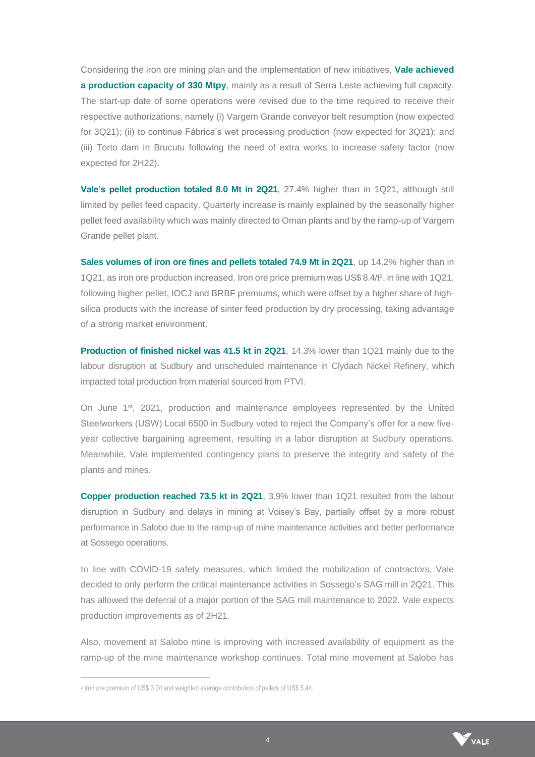Considering the iron ore mining plan and the implementation of new initiatives, **Vale achieved a production capacity of 330 Mtpy**, mainly as a result of Serra Leste achieving full capacity. The start-up date of some operations were revised due to the time required to receive their respective authorizations, namely (i) Vargem Grande conveyor belt resumption (now expected for 3Q21); (ii) to continue Fábrica's wet processing production (now expected for 3Q21); and (iii) Torto dam in Brucutu following the need of extra works to increase safety factor (now expected for 2H22).

**Vale's pellet production totaled 8.0 Mt in 2Q21**, 27.4% higher than in 1Q21, although still limited by pellet feed capacity. Quarterly increase is mainly explained by the seasonally higher pellet feed availability which was mainly directed to Oman plants and by the ramp-up of Vargem Grande pellet plant.

**Sales volumes of iron ore fines and pellets totaled 74.9 Mt in 2Q21**, up 14.2% higher than in 1Q21, as iron ore production increased. Iron ore price premium was US$ 8.4/t[2], in line with 1Q21, following higher pellet, IOCJ and BRBF premiums, which were offset by a higher share of high-silica products with the increase of sinter feed production by dry processing, taking advantage of a strong market environment.

**Production of finished nickel was 41.5 kt in 2Q21**, 14.3% lower than 1Q21 mainly due to the labour disruption at Sudbury and unscheduled maintenance in Clydach Nickel Refinery, which impacted total production from material sourced from PTVI.

On June 1st, 2021, production and maintenance employees represented by the United Steelworkers (USW) Local 6500 in Sudbury voted to reject the Company's offer for a new five-year collective bargaining agreement, resulting in a labor disruption at Sudbury operations. Meanwhile, Vale implemented contingency plans to preserve the integrity and safety of the plants and mines.

**Copper production reached 73.5 kt in 2Q21**, 3.9% lower than 1Q21 resulted from the labour disruption in Sudbury and delays in mining at Voisey's Bay, partially offset by a more robust performance in Salobo due to the ramp-up of mine maintenance activities and better performance at Sossego operations.

In line with COVID-19 safety measures, which limited the mobilization of contractors, Vale decided to only perform the critical maintenance activities in Sossego's SAG mill in 2Q21. This has allowed the deferral of a major portion of the SAG mill maintenance to 2022. Vale expects production improvements as of 2H21.

Also, movement at Salobo mine is improving with increased availability of equipment as the ramp-up of the mine maintenance workshop continues. Total mine movement at Salobo has

---

[2] Iron ore premium of US$ 3.0/t and weighted average contribution of pellets of US$ 5.4/t.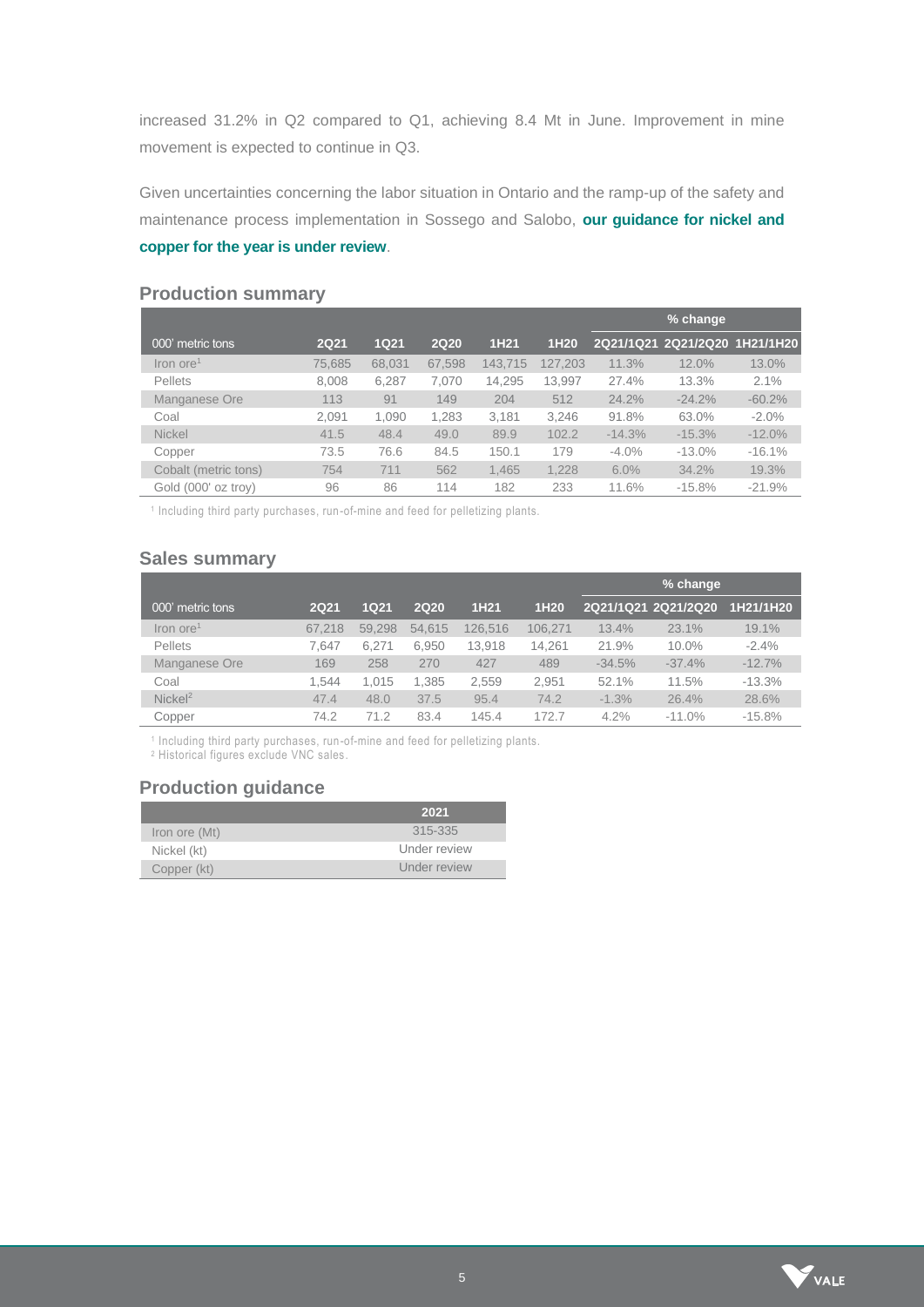increased 31.2% in Q2 compared to Q1, achieving 8.4 Mt in June. Improvement in mine movement is expected to continue in Q3.

Given uncertainties concerning the labor situation in Ontario and the ramp-up of the safety and maintenance process implementation in Sossego and Salobo, **our guidance for nickel and copper for the year is under review**.

## Production summary

| | | | | | | % change | | |
|---|---|---|---|---|---|---|---|---|
| 000' metric tons | 2Q21 | 1Q21 | 2Q20 | 1H21 | 1H20 | 2Q21/1Q21 | 2Q21/2Q20 | 1H21/1H20 |
| Iron ore[1] | 75,685 | 68,031 | 67,598 | 143,715 | 127,203 | 11.3% | 12.0% | 13.0% |
| Pellets | 8,008 | 6,287 | 7,070 | 14,295 | 13,997 | 27.4% | 13.3% | 2.1% |
| Manganese Ore | 113 | 91 | 149 | 204 | 512 | 24.2% | -24.2% | -60.2% |
| Coal | 2,091 | 1,090 | 1,283 | 3,181 | 3,246 | 91.8% | 63.0% | -2.0% |
| Nickel | 41.5 | 48.4 | 49.0 | 89.9 | 102.2 | -14.3% | -15.3% | -12.0% |
| Copper | 73.5 | 76.6 | 84.5 | 150.1 | 179 | -4.0% | -13.0% | -16.1% |
| Cobalt (metric tons) | 754 | 711 | 562 | 1,465 | 1,228 | 6.0% | 34.2% | 19.3% |
| Gold (000' oz troy) | 96 | 86 | 114 | 182 | 233 | 11.6% | -15.8% | -21.9% |

[1] Including third party purchases, run-of-mine and feed for pelletizing plants.

## Sales summary

| | | | | | | % change | | |
|---|---|---|---|---|---|---|---|---|
| 000' metric tons | 2Q21 | 1Q21 | 2Q20 | 1H21 | 1H20 | 2Q21/1Q21 | 2Q21/2Q20 | 1H21/1H20 |
| Iron ore[1] | 67,218 | 59,298 | 54,615 | 126,516 | 106,271 | 13.4% | 23.1% | 19.1% |
| Pellets | 7,647 | 6,271 | 6,950 | 13,918 | 14,261 | 21.9% | 10.0% | -2.4% |
| Manganese Ore | 169 | 258 | 270 | 427 | 489 | -34.5% | -37.4% | -12.7% |
| Coal | 1,544 | 1,015 | 1,385 | 2,559 | 2,951 | 52.1% | 11.5% | -13.3% |
| Nickel[2] | 47.4 | 48.0 | 37.5 | 95.4 | 74.2 | -1.3% | 26.4% | 28.6% |
| Copper | 74.2 | 71.2 | 83.4 | 145.4 | 172.7 | 4.2% | -11.0% | -15.8% |

[1] Including third party purchases, run-of-mine and feed for pelletizing plants.
[2] Historical figures exclude VNC sales.

## Production guidance

| | 2021 |
|---|---|
| Iron ore (Mt) | 315-335 |
| Nickel (kt) | Under review |
| Copper (kt) | Under review |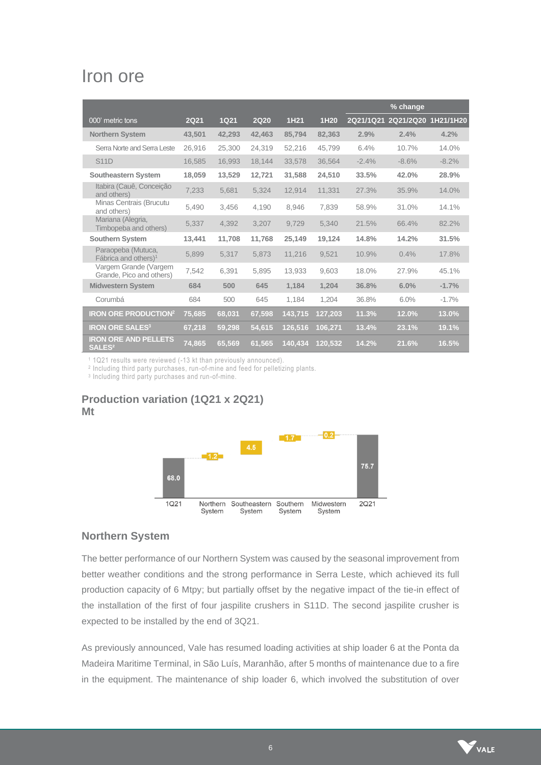## Iron ore

| 000' metric tons | 2Q21 | 1Q21 | 2Q20 | 1H21 | 1H20 | % change 2Q21/1Q21 | % change 2Q21/2Q20 | % change 1H21/1H20 |
|---|---|---|---|---|---|---|---|---|
| **Northern System** | **43,501** | **42,293** | **42,463** | **85,794** | **82,363** | **2.9%** | **2.4%** | **4.2%** |
| Serra Norte and Serra Leste | 26,916 | 25,300 | 24,319 | 52,216 | 45,799 | 6.4% | 10.7% | 14.0% |
| S11D | 16,585 | 16,993 | 18,144 | 33,578 | 36,564 | -2.4% | -8.6% | -8.2% |
| **Southeastern System** | **18,059** | **13,529** | **12,721** | **31,588** | **24,510** | **33.5%** | **42.0%** | **28.9%** |
| Itabira (Cauê, Conceição and others) | 7,233 | 5,681 | 5,324 | 12,914 | 11,331 | 27.3% | 35.9% | 14.0% |
| Minas Centrais (Brucutu and others) | 5,490 | 3,456 | 4,190 | 8,946 | 7,839 | 58.9% | 31.0% | 14.1% |
| Mariana (Alegria, Timbopeba and others) | 5,337 | 4,392 | 3,207 | 9,729 | 5,340 | 21.5% | 66.4% | 82.2% |
| **Southern System** | **13,441** | **11,708** | **11,768** | **25,149** | **19,124** | **14.8%** | **14.2%** | **31.5%** |
| Paraopeba (Mutuca, Fábrica and others)[1] | 5,899 | 5,317 | 5,873 | 11,216 | 9,521 | 10.9% | 0.4% | 17.8% |
| Vargem Grande (Vargem Grande, Pico and others) | 7,542 | 6,391 | 5,895 | 13,933 | 9,603 | 18.0% | 27.9% | 45.1% |
| **Midwestern System** | **684** | **500** | **645** | **1,184** | **1,204** | **36.8%** | **6.0%** | **-1.7%** |
| Corumbá | 684 | 500 | 645 | 1,184 | 1,204 | 36.8% | 6.0% | -1.7% |
| **IRON ORE PRODUCTION[2]** | **75,685** | **68,031** | **67,598** | **143,715** | **127,203** | **11.3%** | **12.0%** | **13.0%** |
| **IRON ORE SALES[3]** | **67,218** | **59,298** | **54,615** | **126,516** | **106,271** | **13.4%** | **23.1%** | **19.1%** |
| **IRON ORE AND PELLETS SALES[2]** | **74,865** | **65,569** | **61,565** | **140,434** | **120,532** | **14.2%** | **21.6%** | **16.5%** |

[1] 1Q21 results were reviewed (-13 kt than previously announced).
[2] Including third party purchases, run-of-mine and feed for pelletizing plants.
[3] Including third party purchases and run-of-mine.

### Production variation (1Q21 x 2Q21)
### Mt

| 1Q21 | Northern System | Southeastern System | Southern System | Midwestern System | 2Q21 |
|---|---|---|---|---|---|
| 68.0 | 1.2 | 4.5 | 1.7 | 0.2 | 75.7 |

### Northern System

The better performance of our Northern System was caused by the seasonal improvement from better weather conditions and the strong performance in Serra Leste, which achieved its full production capacity of 6 Mtpy; but partially offset by the negative impact of the tie-in effect of the installation of the first of four jaspilite crushers in S11D. The second jaspilite crusher is expected to be installed by the end of 3Q21.

As previously announced, Vale has resumed loading activities at ship loader 6 at the Ponta da Madeira Maritime Terminal, in São Luís, Maranhão, after 5 months of maintenance due to a fire in the equipment. The maintenance of ship loader 6, which involved the substitution of over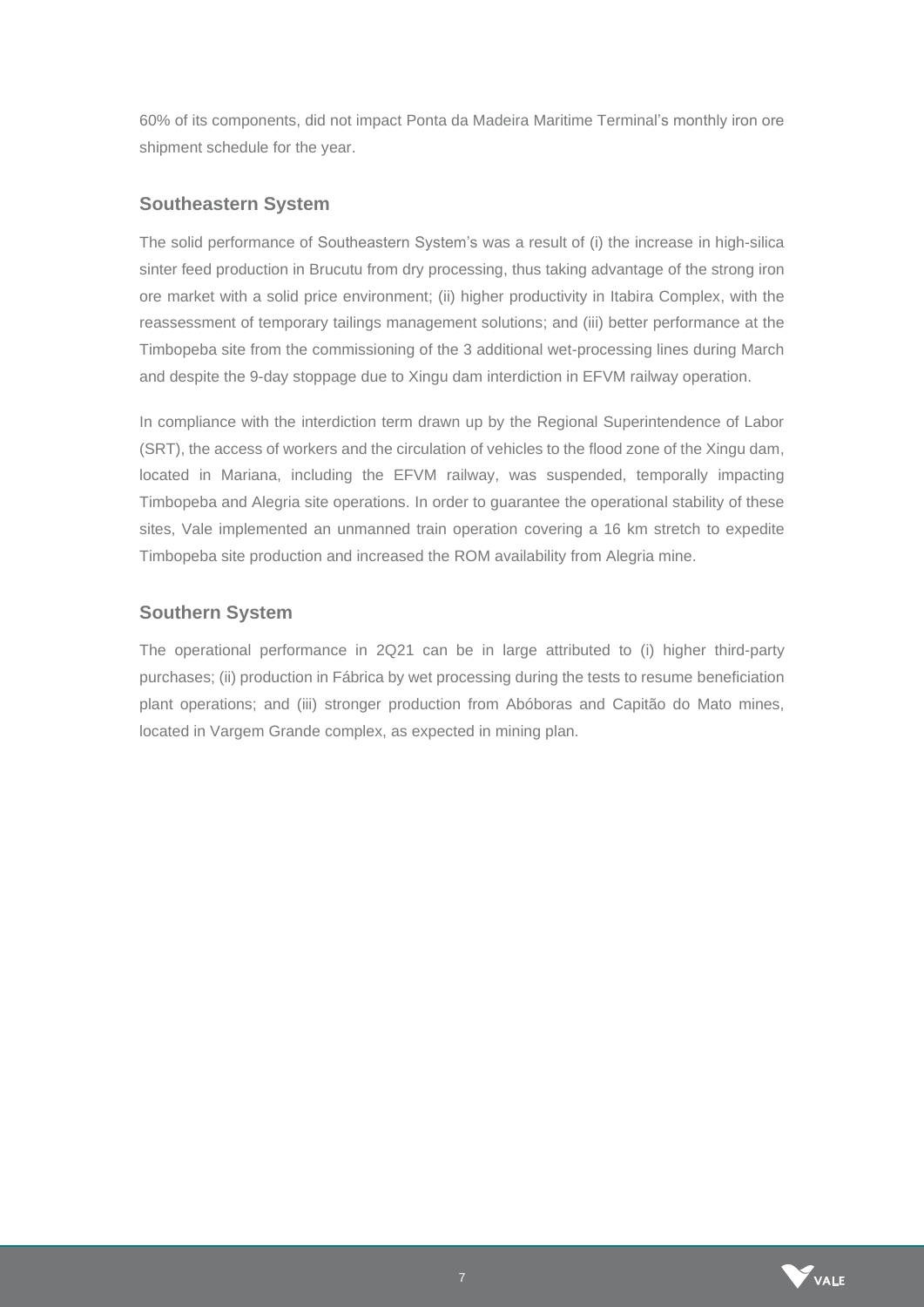60% of its components, did not impact Ponta da Madeira Maritime Terminal's monthly iron ore shipment schedule for the year.

## Southeastern System

The solid performance of Southeastern System's was a result of (i) the increase in high-silica sinter feed production in Brucutu from dry processing, thus taking advantage of the strong iron ore market with a solid price environment; (ii) higher productivity in Itabira Complex, with the reassessment of temporary tailings management solutions; and (iii) better performance at the Timbopeba site from the commissioning of the 3 additional wet-processing lines during March and despite the 9-day stoppage due to Xingu dam interdiction in EFVM railway operation.

In compliance with the interdiction term drawn up by the Regional Superintendence of Labor (SRT), the access of workers and the circulation of vehicles to the flood zone of the Xingu dam, located in Mariana, including the EFVM railway, was suspended, temporally impacting Timbopeba and Alegria site operations. In order to guarantee the operational stability of these sites, Vale implemented an unmanned train operation covering a 16 km stretch to expedite Timbopeba site production and increased the ROM availability from Alegria mine.

## Southern System

The operational performance in 2Q21 can be in large attributed to (i) higher third-party purchases; (ii) production in Fábrica by wet processing during the tests to resume beneficiation plant operations; and (iii) stronger production from Abóboras and Capitão do Mato mines, located in Vargem Grande complex, as expected in mining plan.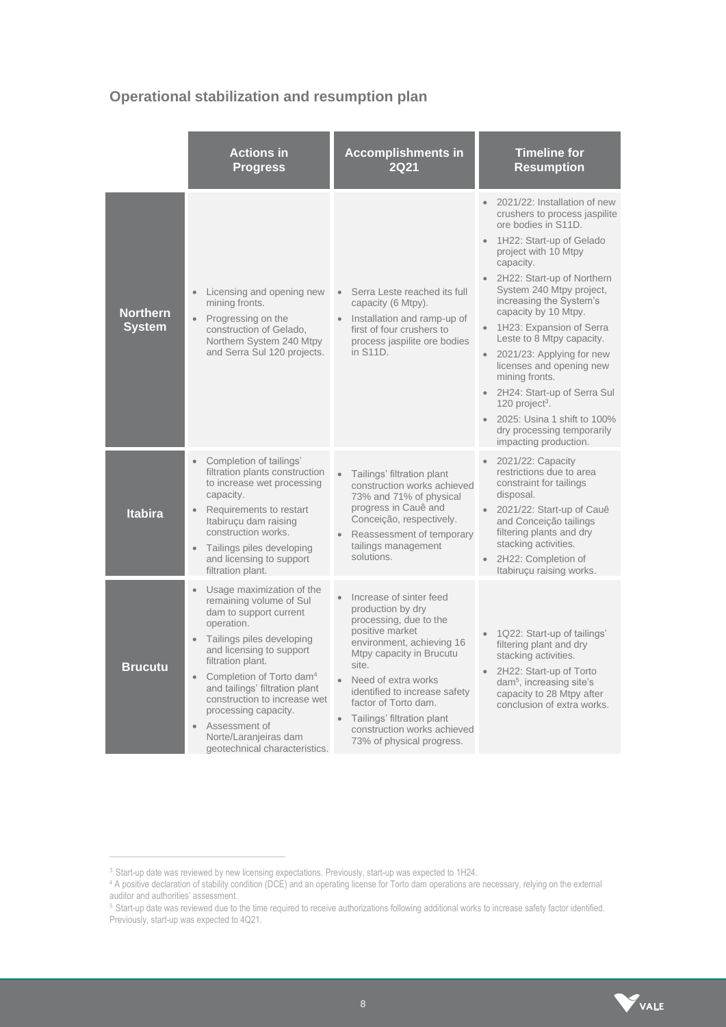## Operational stabilization and resumption plan

| | Actions in Progress | Accomplishments in 2Q21 | Timeline for Resumption |
|---|---|---|---|
| **Northern System** | • Licensing and opening new mining fronts.<br>• Progressing on the construction of Gelado, Northern System 240 Mtpy and Serra Sul 120 projects. | • Serra Leste reached its full capacity (6 Mtpy).<br>• Installation and ramp-up of first of four crushers to process jaspilite ore bodies in S11D. | • 2021/22: Installation of new crushers to process jaspilite ore bodies in S11D.<br>• 1H22: Start-up of Gelado project with 10 Mtpy capacity.<br>• 2H22: Start-up of Northern System 240 Mtpy project, increasing the System's capacity by 10 Mtpy.<br>• 1H23: Expansion of Serra Leste to 8 Mtpy capacity.<br>• 2021/23: Applying for new licenses and opening new mining fronts.<br>• 2H24: Start-up of Serra Sul 120 project[3].<br>• 2025: Usina 1 shift to 100% dry processing temporarily impacting production. |
| **Itabira** | • Completion of tailings' filtration plants construction to increase wet processing capacity.<br>• Requirements to restart Itabiruçu dam raising construction works.<br>• Tailings piles developing and licensing to support filtration plant. | • Tailings' filtration plant construction works achieved 73% and 71% of physical progress in Cauê and Conceição, respectively.<br>• Reassessment of temporary tailings management solutions. | • 2021/22: Capacity restrictions due to area constraint for tailings disposal.<br>• 2021/22: Start-up of Cauê and Conceição tailings filtering plants and dry stacking activities.<br>• 2H22: Completion of Itabiruçu raising works. |
| **Brucutu** | • Usage maximization of the remaining volume of Sul dam to support current operation.<br>• Tailings piles developing and licensing to support filtration plant.<br>• Completion of Torto dam[4] and tailings' filtration plant construction to increase wet processing capacity.<br>• Assessment of Norte/Laranjeiras dam geotechnical characteristics. | • Increase of sinter feed production by dry processing, due to the positive market environment, achieving 16 Mtpy capacity in Brucutu site.<br>• Need of extra works identified to increase safety factor of Torto dam.<br>• Tailings' filtration plant construction works achieved 73% of physical progress. | • 1Q22: Start-up of tailings' filtering plant and dry stacking activities.<br>• 2H22: Start-up of Torto dam[5], increasing site's capacity to 28 Mtpy after conclusion of extra works. |

[3] Start-up date was reviewed by new licensing expectations. Previously, start-up was expected to 1H24.

[4] A positive declaration of stability condition (DCE) and an operating license for Torto dam operations are necessary, relying on the external auditor and authorities' assessment.

[5] Start-up date was reviewed due to the time required to receive authorizations following additional works to increase safety factor identified. Previously, start-up was expected to 4Q21.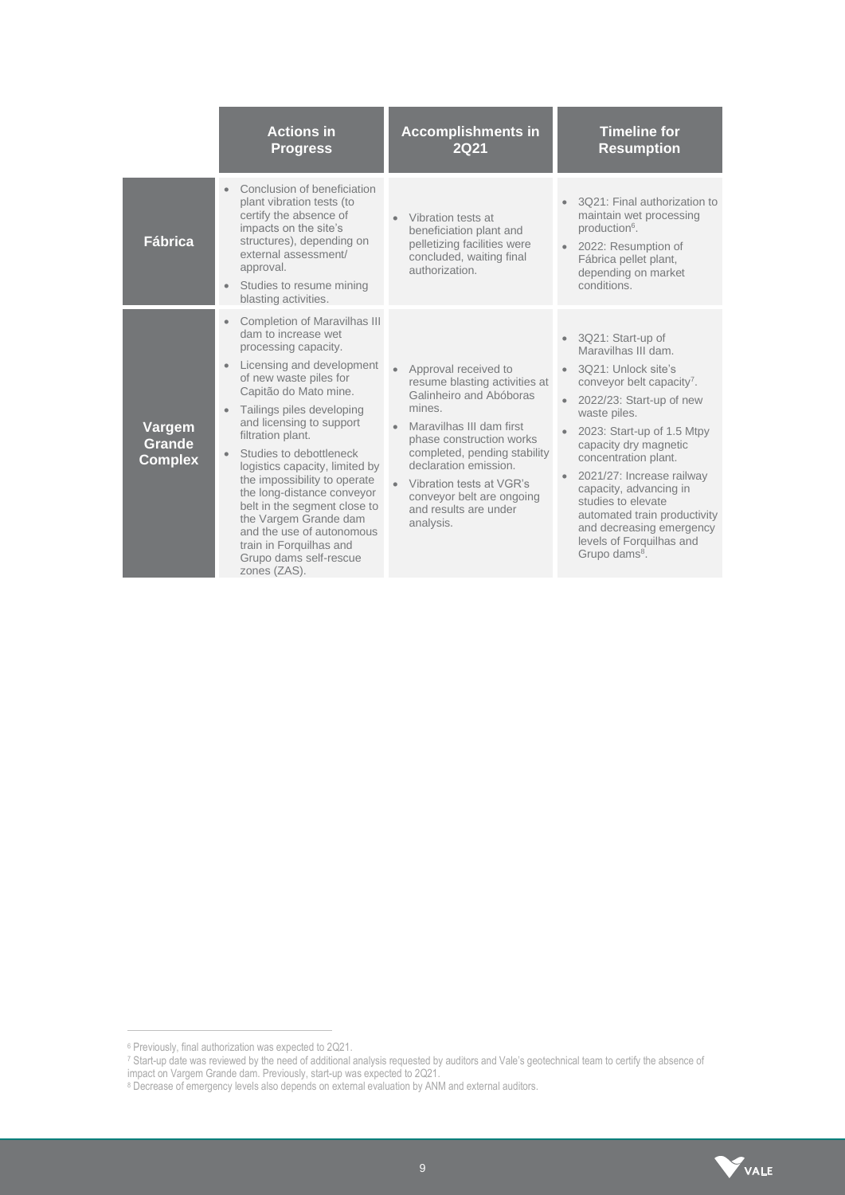| | Actions in Progress | Accomplishments in 2Q21 | Timeline for Resumption |
|---|---|---|---|
| **Fábrica** | • Conclusion of beneficiation plant vibration tests (to certify the absence of impacts on the site's structures), depending on external assessment/ approval.<br>• Studies to resume mining blasting activities. | • Vibration tests at beneficiation plant and pelletizing facilities were concluded, waiting final authorization. | • 3Q21: Final authorization to maintain wet processing production[6].<br>• 2022: Resumption of Fábrica pellet plant, depending on market conditions. |
| **Vargem Grande Complex** | • Completion of Maravilhas III dam to increase wet processing capacity.<br>• Licensing and development of new waste piles for Capitão do Mato mine.<br>• Tailings piles developing and licensing to support filtration plant.<br>• Studies to debottleneck logistics capacity, limited by the impossibility to operate the long-distance conveyor belt in the segment close to the Vargem Grande dam and the use of autonomous train in Forquilhas and Grupo dams self-rescue zones (ZAS). | • Approval received to resume blasting activities at Galinheiro and Abóboras mines.<br>• Maravilhas III dam first phase construction works completed, pending stability declaration emission.<br>• Vibration tests at VGR's conveyor belt are ongoing and results are under analysis. | • 3Q21: Start-up of Maravilhas III dam.<br>• 3Q21: Unlock site's conveyor belt capacity[7].<br>• 2022/23: Start-up of new waste piles.<br>• 2023: Start-up of 1.5 Mtpy capacity dry magnetic concentration plant.<br>• 2021/27: Increase railway capacity, advancing in studies to elevate automated train productivity and decreasing emergency levels of Forquilhas and Grupo dams[8]. |

[6] Previously, final authorization was expected to 2Q21.

[7] Start-up date was reviewed by the need of additional analysis requested by auditors and Vale's geotechnical team to certify the absence of impact on Vargem Grande dam. Previously, start-up was expected to 2Q21.

[8] Decrease of emergency levels also depends on external evaluation by ANM and external auditors.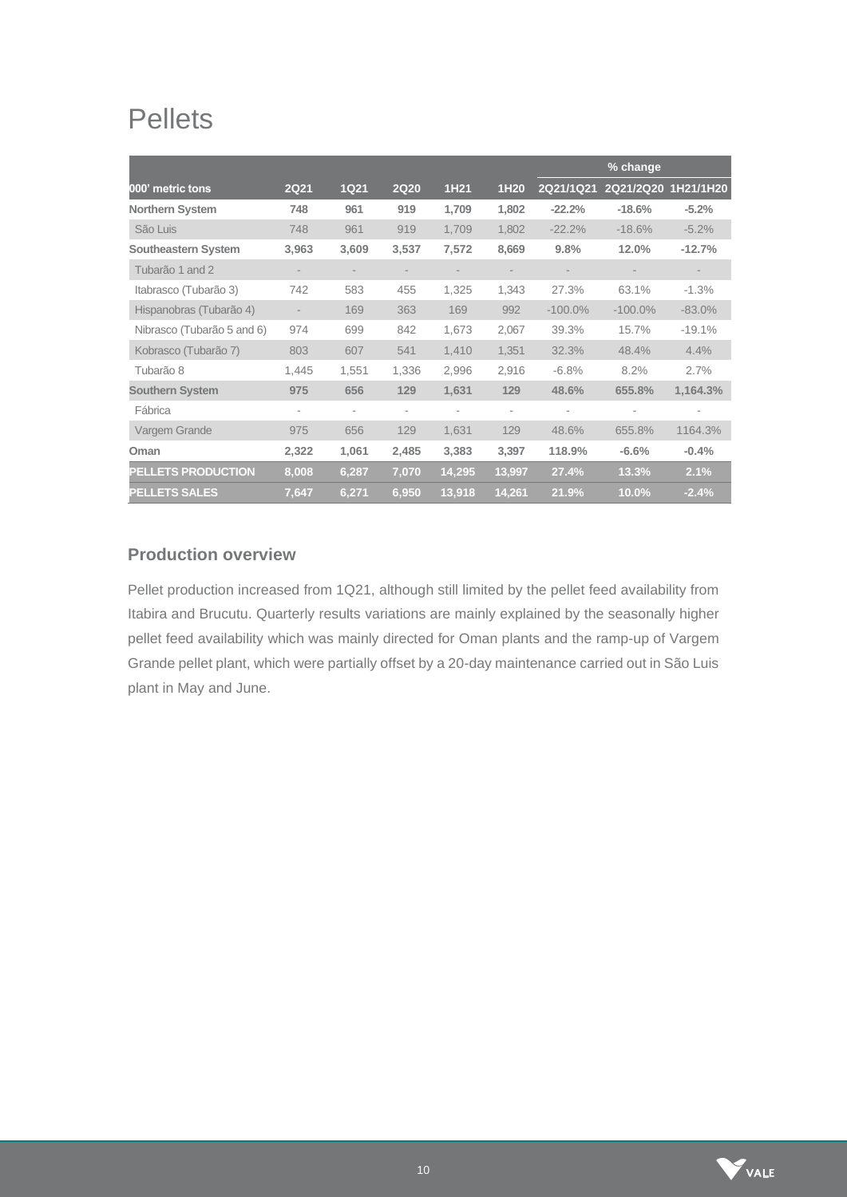# Pellets

| | | | | | | % change | | |
|---|---|---|---|---|---|---|---|---|
| 000' metric tons | 2Q21 | 1Q21 | 2Q20 | 1H21 | 1H20 | 2Q21/1Q21 | 2Q21/2Q20 | 1H21/1H20 |
| **Northern System** | **748** | **961** | **919** | **1,709** | **1,802** | **-22.2%** | **-18.6%** | **-5.2%** |
| São Luis | 748 | 961 | 919 | 1,709 | 1,802 | -22.2% | -18.6% | -5.2% |
| **Southeastern System** | **3,963** | **3,609** | **3,537** | **7,572** | **8,669** | **9.8%** | **12.0%** | **-12.7%** |
| Tubarão 1 and 2 | - | - | - | - | - | - | - | - |
| Itabrasco (Tubarão 3) | 742 | 583 | 455 | 1,325 | 1,343 | 27.3% | 63.1% | -1.3% |
| Hispanobras (Tubarão 4) | - | 169 | 363 | 169 | 992 | -100.0% | -100.0% | -83.0% |
| Nibrasco (Tubarão 5 and 6) | 974 | 699 | 842 | 1,673 | 2,067 | 39.3% | 15.7% | -19.1% |
| Kobrasco (Tubarão 7) | 803 | 607 | 541 | 1,410 | 1,351 | 32.3% | 48.4% | 4.4% |
| Tubarão 8 | 1,445 | 1,551 | 1,336 | 2,996 | 2,916 | -6.8% | 8.2% | 2.7% |
| **Southern System** | **975** | **656** | **129** | **1,631** | **129** | **48.6%** | **655.8%** | **1,164.3%** |
| Fábrica | - | - | - | - | - | - | - | - |
| Vargem Grande | 975 | 656 | 129 | 1,631 | 129 | 48.6% | 655.8% | 1164.3% |
| **Oman** | **2,322** | **1,061** | **2,485** | **3,383** | **3,397** | **118.9%** | **-6.6%** | **-0.4%** |
| **PELLETS PRODUCTION** | **8,008** | **6,287** | **7,070** | **14,295** | **13,997** | **27.4%** | **13.3%** | **2.1%** |
| **PELLETS SALES** | **7,647** | **6,271** | **6,950** | **13,918** | **14,261** | **21.9%** | **10.0%** | **-2.4%** |

## Production overview

Pellet production increased from 1Q21, although still limited by the pellet feed availability from Itabira and Brucutu. Quarterly results variations are mainly explained by the seasonally higher pellet feed availability which was mainly directed for Oman plants and the ramp-up of Vargem Grande pellet plant, which were partially offset by a 20-day maintenance carried out in São Luis plant in May and June.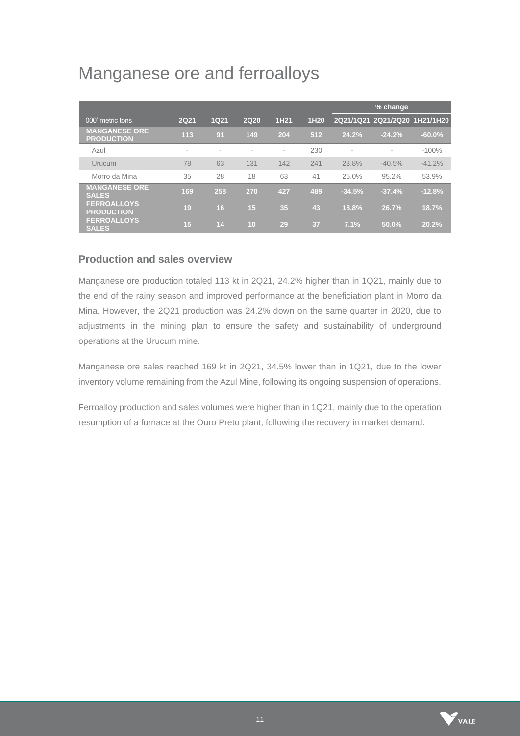# Manganese ore and ferroalloys

| 000' metric tons | 2Q21 | 1Q21 | 2Q20 | 1H21 | 1H20 | % change 2Q21/1Q21 | 2Q21/2Q20 | 1H21/1H20 |
|---|---|---|---|---|---|---|---|---|
| **MANGANESE ORE PRODUCTION** | **113** | **91** | **149** | **204** | **512** | **24.2%** | **-24.2%** | **-60.0%** |
| Azul | - | - | - | - | 230 | - | - | -100% |
| Urucum | 78 | 63 | 131 | 142 | 241 | 23.8% | -40.5% | -41.2% |
| Morro da Mina | 35 | 28 | 18 | 63 | 41 | 25.0% | 95.2% | 53.9% |
| **MANGANESE ORE SALES** | **169** | **258** | **270** | **427** | **489** | **-34.5%** | **-37.4%** | **-12.8%** |
| **FERROALLOYS PRODUCTION** | **19** | **16** | **15** | **35** | **43** | **18.8%** | **26.7%** | **18.7%** |
| **FERROALLOYS SALES** | **15** | **14** | **10** | **29** | **37** | **7.1%** | **50.0%** | **20.2%** |

### Production and sales overview

Manganese ore production totaled 113 kt in 2Q21, 24.2% higher than in 1Q21, mainly due to the end of the rainy season and improved performance at the beneficiation plant in Morro da Mina. However, the 2Q21 production was 24.2% down on the same quarter in 2020, due to adjustments in the mining plan to ensure the safety and sustainability of underground operations at the Urucum mine.

Manganese ore sales reached 169 kt in 2Q21, 34.5% lower than in 1Q21, due to the lower inventory volume remaining from the Azul Mine, following its ongoing suspension of operations.

Ferroalloy production and sales volumes were higher than in 1Q21, mainly due to the operation resumption of a furnace at the Ouro Preto plant, following the recovery in market demand.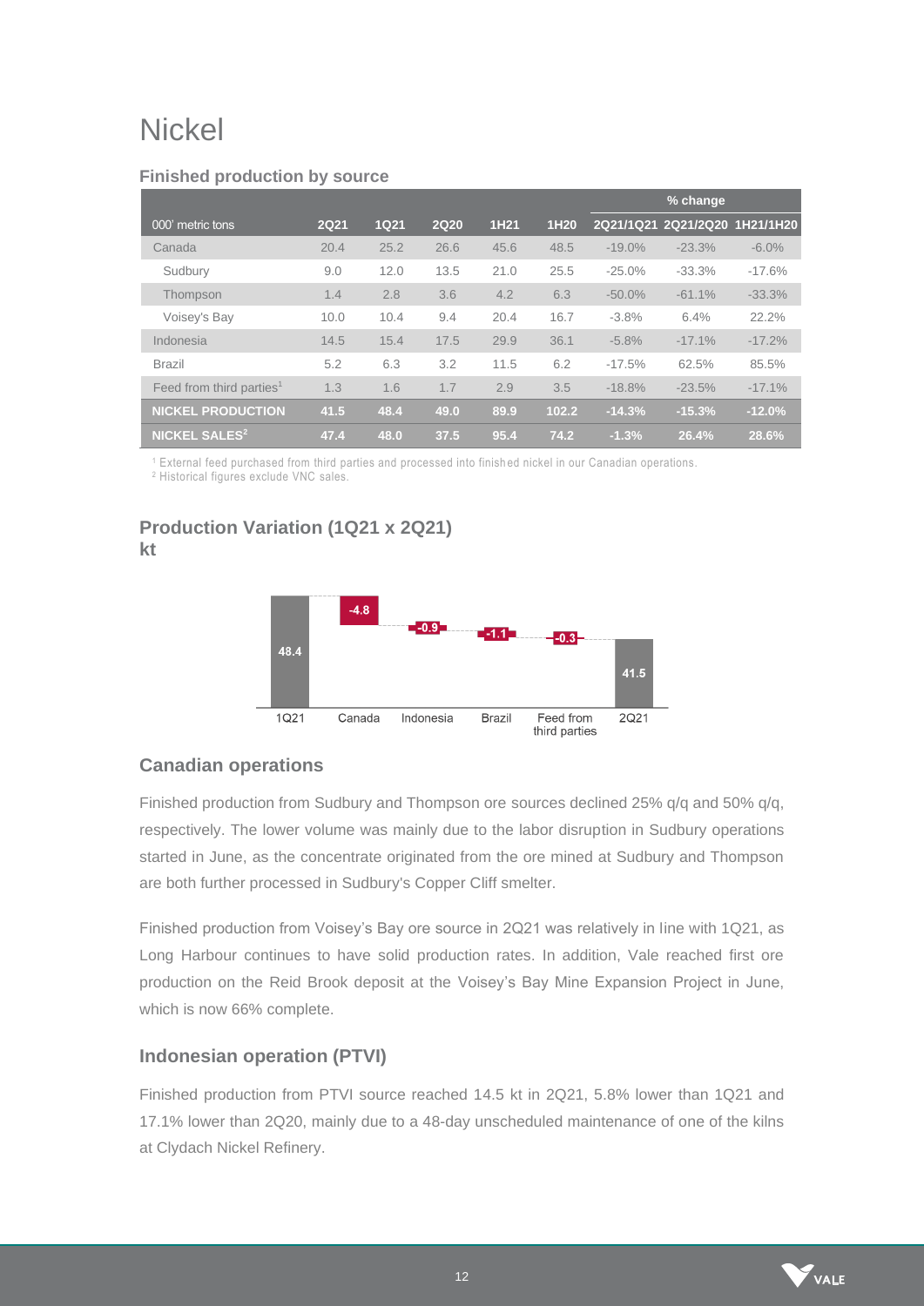# Nickel

### Finished production by source

| 000' metric tons | 2Q21 | 1Q21 | 2Q20 | 1H21 | 1H20 | % change 2Q21/1Q21 | 2Q21/2Q20 | 1H21/1H20 |
|---|---|---|---|---|---|---|---|---|
| Canada | 20.4 | 25.2 | 26.6 | 45.6 | 48.5 | -19.0% | -23.3% | -6.0% |
| Sudbury | 9.0 | 12.0 | 13.5 | 21.0 | 25.5 | -25.0% | -33.3% | -17.6% |
| Thompson | 1.4 | 2.8 | 3.6 | 4.2 | 6.3 | -50.0% | -61.1% | -33.3% |
| Voisey's Bay | 10.0 | 10.4 | 9.4 | 20.4 | 16.7 | -3.8% | 6.4% | 22.2% |
| Indonesia | 14.5 | 15.4 | 17.5 | 29.9 | 36.1 | -5.8% | -17.1% | -17.2% |
| Brazil | 5.2 | 6.3 | 3.2 | 11.5 | 6.2 | -17.5% | 62.5% | 85.5% |
| Feed from third parties[1] | 1.3 | 1.6 | 1.7 | 2.9 | 3.5 | -18.8% | -23.5% | -17.1% |
| **NICKEL PRODUCTION** | **41.5** | **48.4** | **49.0** | **89.9** | **102.2** | **-14.3%** | **-15.3%** | **-12.0%** |
| **NICKEL SALES[2]** | **47.4** | **48.0** | **37.5** | **95.4** | **74.2** | **-1.3%** | **26.4%** | **28.6%** |

[1] External feed purchased from third parties and processed into finished nickel in our Canadian operations.
[2] Historical figures exclude VNC sales.

### Production Variation (1Q21 x 2Q21) kt

| 1Q21 | Canada | Indonesia | Brazil | Feed from third parties | 2Q21 |
|---|---|---|---|---|---|
| 48.4 | -4.8 | -0.9 | -1.1 | -0.3 | 41.5 |

### Canadian operations

Finished production from Sudbury and Thompson ore sources declined 25% q/q and 50% q/q, respectively. The lower volume was mainly due to the labor disruption in Sudbury operations started in June, as the concentrate originated from the ore mined at Sudbury and Thompson are both further processed in Sudbury's Copper Cliff smelter.

Finished production from Voisey's Bay ore source in 2Q21 was relatively in line with 1Q21, as Long Harbour continues to have solid production rates. In addition, Vale reached first ore production on the Reid Brook deposit at the Voisey's Bay Mine Expansion Project in June, which is now 66% complete.

### Indonesian operation (PTVI)

Finished production from PTVI source reached 14.5 kt in 2Q21, 5.8% lower than 1Q21 and 17.1% lower than 2Q20, mainly due to a 48-day unscheduled maintenance of one of the kilns at Clydach Nickel Refinery.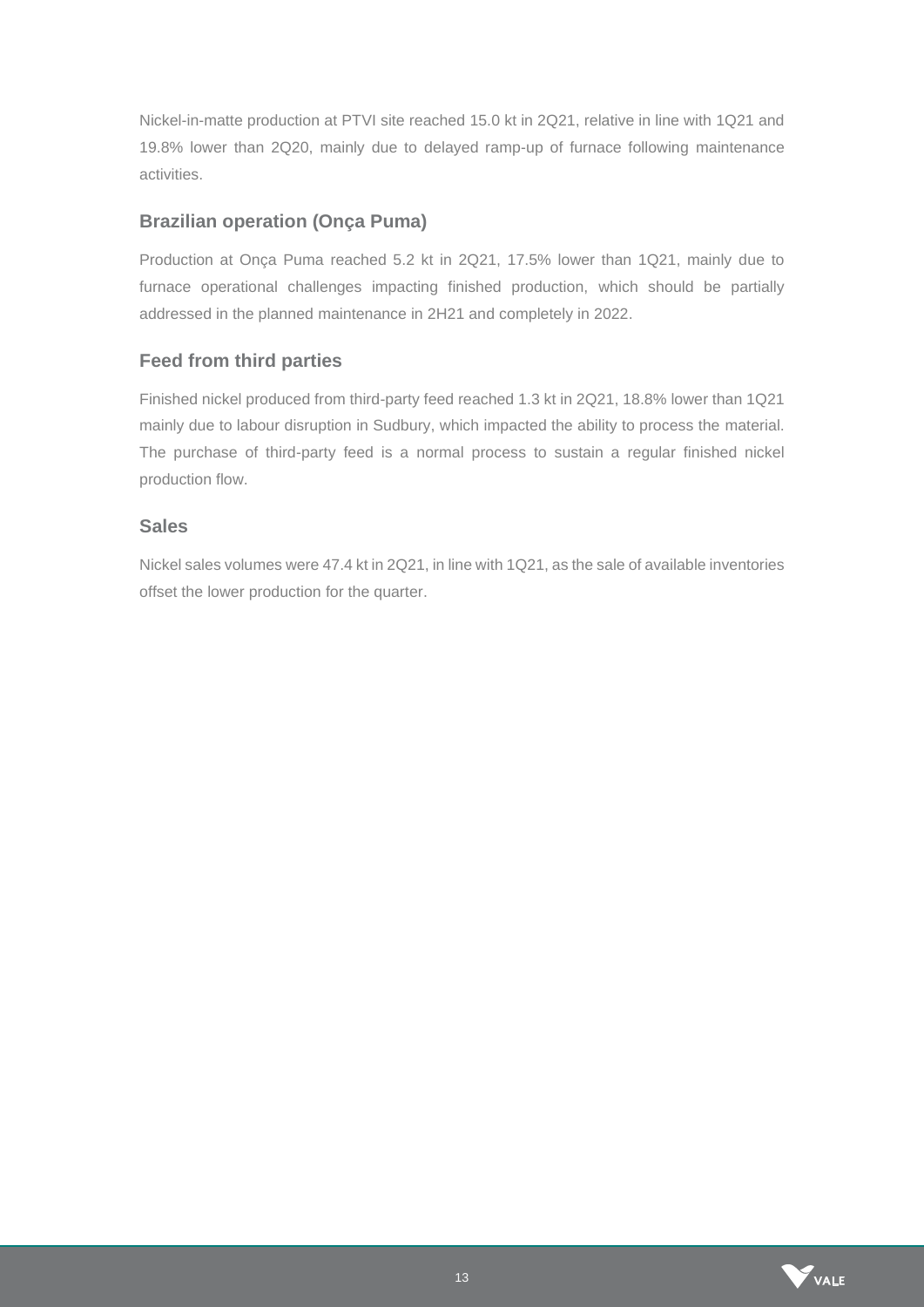Nickel-in-matte production at PTVI site reached 15.0 kt in 2Q21, relative in line with 1Q21 and 19.8% lower than 2Q20, mainly due to delayed ramp-up of furnace following maintenance activities.

### Brazilian operation (Onça Puma)

Production at Onça Puma reached 5.2 kt in 2Q21, 17.5% lower than 1Q21, mainly due to furnace operational challenges impacting finished production, which should be partially addressed in the planned maintenance in 2H21 and completely in 2022.

### Feed from third parties

Finished nickel produced from third-party feed reached 1.3 kt in 2Q21, 18.8% lower than 1Q21 mainly due to labour disruption in Sudbury, which impacted the ability to process the material. The purchase of third-party feed is a normal process to sustain a regular finished nickel production flow.

### Sales

Nickel sales volumes were 47.4 kt in 2Q21, in line with 1Q21, as the sale of available inventories offset the lower production for the quarter.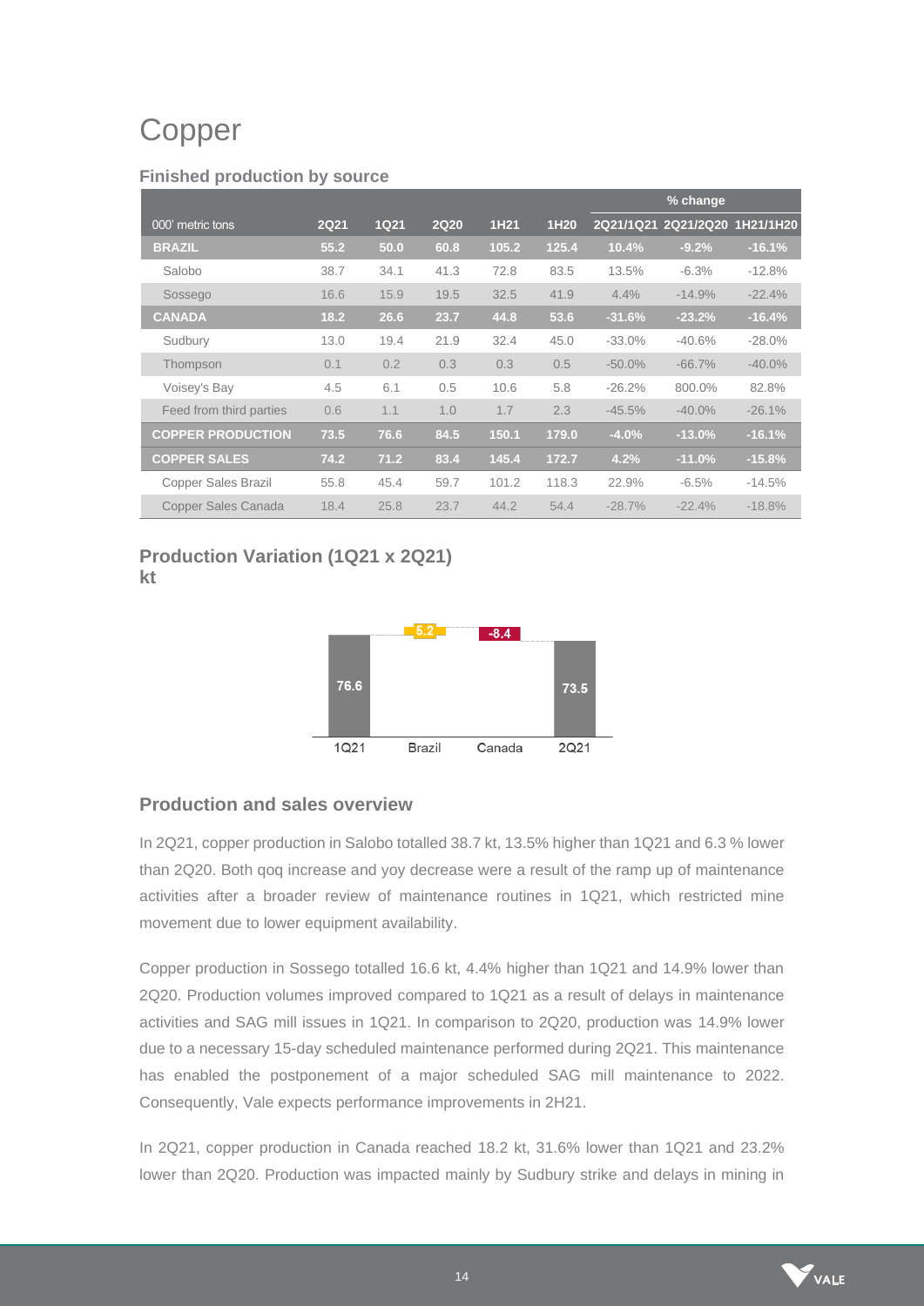# Copper

### Finished production by source

| 000' metric tons | 2Q21 | 1Q21 | 2Q20 | 1H21 | 1H20 | % change | | |
|---|---|---|---|---|---|---|---|---|
| | | | | | | 2Q21/1Q21 | 2Q21/2Q20 | 1H21/1H20 |
| **BRAZIL** | **55.2** | **50.0** | **60.8** | **105.2** | **125.4** | **10.4%** | **-9.2%** | **-16.1%** |
| Salobo | 38.7 | 34.1 | 41.3 | 72.8 | 83.5 | 13.5% | -6.3% | -12.8% |
| Sossego | 16.6 | 15.9 | 19.5 | 32.5 | 41.9 | 4.4% | -14.9% | -22.4% |
| **CANADA** | **18.2** | **26.6** | **23.7** | **44.8** | **53.6** | **-31.6%** | **-23.2%** | **-16.4%** |
| Sudbury | 13.0 | 19.4 | 21.9 | 32.4 | 45.0 | -33.0% | -40.6% | -28.0% |
| Thompson | 0.1 | 0.2 | 0.3 | 0.3 | 0.5 | -50.0% | -66.7% | -40.0% |
| Voisey's Bay | 4.5 | 6.1 | 0.5 | 10.6 | 5.8 | -26.2% | 800.0% | 82.8% |
| Feed from third parties | 0.6 | 1.1 | 1.0 | 1.7 | 2.3 | -45.5% | -40.0% | -26.1% |
| **COPPER PRODUCTION** | **73.5** | **76.6** | **84.5** | **150.1** | **179.0** | **-4.0%** | **-13.0%** | **-16.1%** |
| **COPPER SALES** | **74.2** | **71.2** | **83.4** | **145.4** | **172.7** | **4.2%** | **-11.0%** | **-15.8%** |
| Copper Sales Brazil | 55.8 | 45.4 | 59.7 | 101.2 | 118.3 | 22.9% | -6.5% | -14.5% |
| Copper Sales Canada | 18.4 | 25.8 | 23.7 | 44.2 | 54.4 | -28.7% | -22.4% | -18.8% |

### Production Variation (1Q21 x 2Q21)
### kt

| 1Q21 | Brazil | Canada | 2Q21 |
|---|---|---|---|
| 76.6 | 5.2 | -8.4 | 73.5 |

## Production and sales overview

In 2Q21, copper production in Salobo totalled 38.7 kt, 13.5% higher than 1Q21 and 6.3 % lower than 2Q20. Both qoq increase and yoy decrease were a result of the ramp up of maintenance activities after a broader review of maintenance routines in 1Q21, which restricted mine movement due to lower equipment availability.

Copper production in Sossego totalled 16.6 kt, 4.4% higher than 1Q21 and 14.9% lower than 2Q20. Production volumes improved compared to 1Q21 as a result of delays in maintenance activities and SAG mill issues in 1Q21. In comparison to 2Q20, production was 14.9% lower due to a necessary 15-day scheduled maintenance performed during 2Q21. This maintenance has enabled the postponement of a major scheduled SAG mill maintenance to 2022. Consequently, Vale expects performance improvements in 2H21.

In 2Q21, copper production in Canada reached 18.2 kt, 31.6% lower than 1Q21 and 23.2% lower than 2Q20. Production was impacted mainly by Sudbury strike and delays in mining in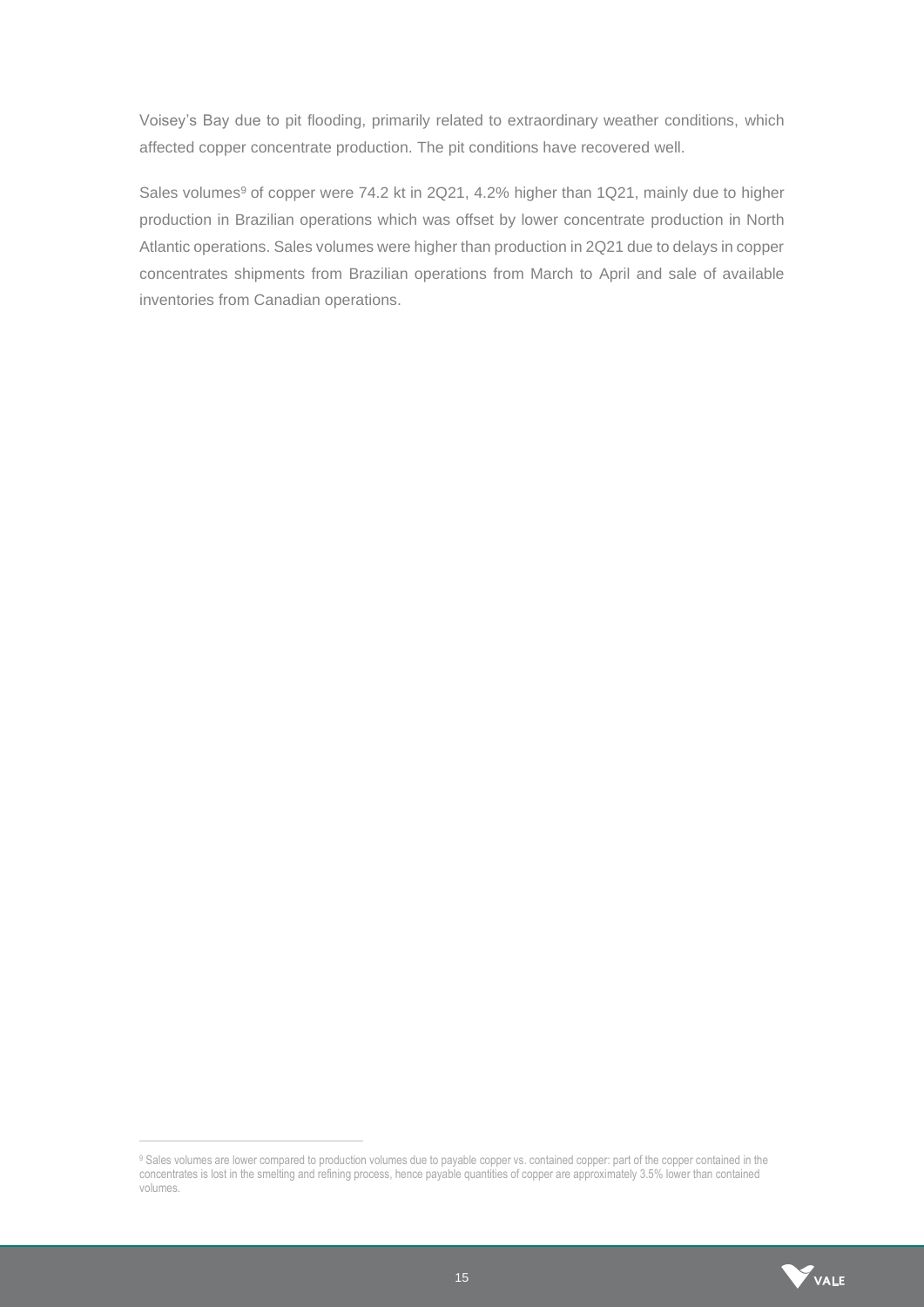Voisey's Bay due to pit flooding, primarily related to extraordinary weather conditions, which affected copper concentrate production. The pit conditions have recovered well.

Sales volumes[9] of copper were 74.2 kt in 2Q21, 4.2% higher than 1Q21, mainly due to higher production in Brazilian operations which was offset by lower concentrate production in North Atlantic operations. Sales volumes were higher than production in 2Q21 due to delays in copper concentrates shipments from Brazilian operations from March to April and sale of available inventories from Canadian operations.

[9] Sales volumes are lower compared to production volumes due to payable copper vs. contained copper: part of the copper contained in the concentrates is lost in the smelting and refining process, hence payable quantities of copper are approximately 3.5% lower than contained volumes.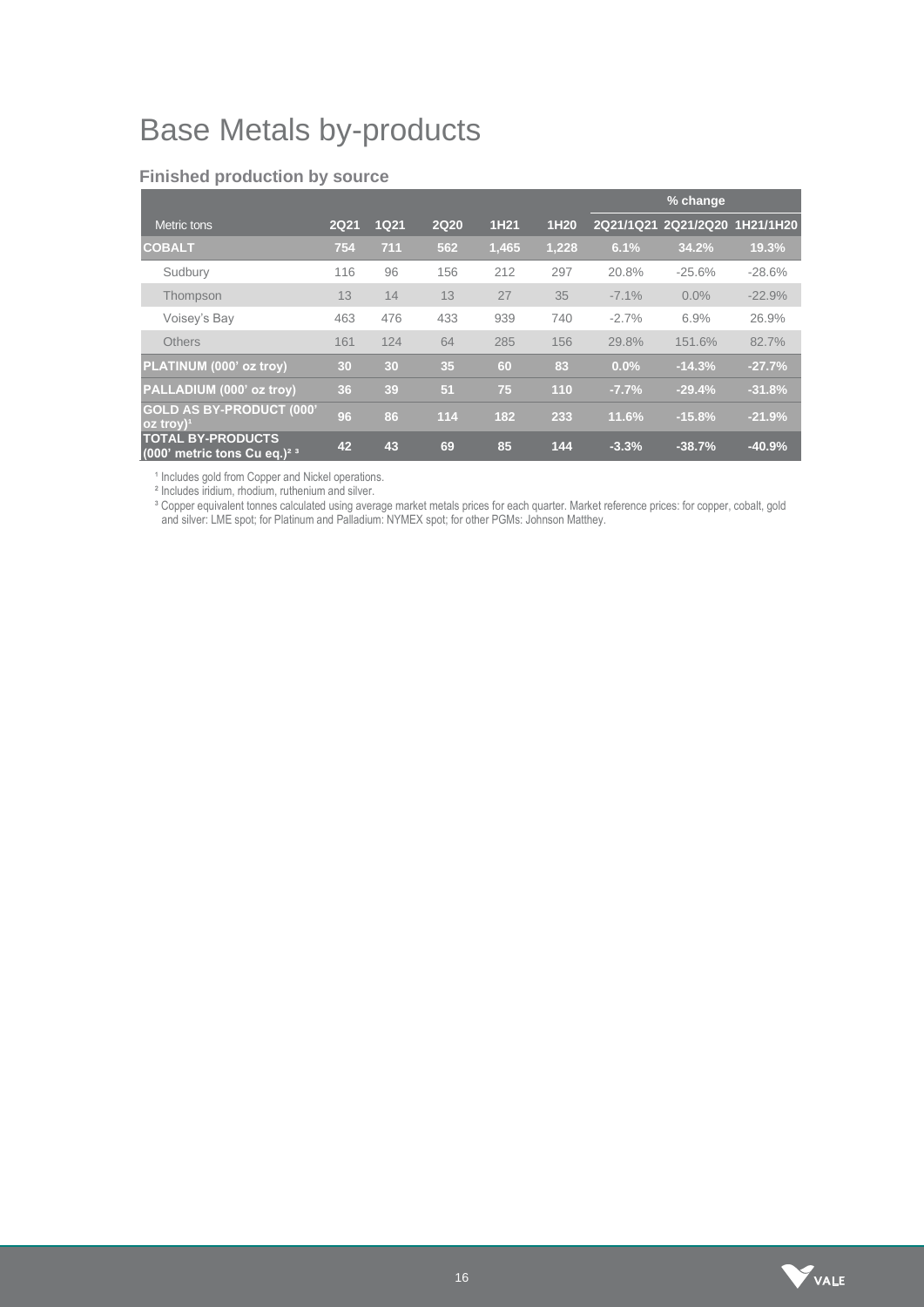# Base Metals by-products

### Finished production by source

| Metric tons | 2Q21 | 1Q21 | 2Q20 | 1H21 | 1H20 | % change | | |
|---|---|---|---|---|---|---|---|---|
| | | | | | | 2Q21/1Q21 | 2Q21/2Q20 | 1H21/1H20 |
| **COBALT** | **754** | **711** | **562** | **1,465** | **1,228** | **6.1%** | **34.2%** | **19.3%** |
| Sudbury | 116 | 96 | 156 | 212 | 297 | 20.8% | -25.6% | -28.6% |
| Thompson | 13 | 14 | 13 | 27 | 35 | -7.1% | 0.0% | -22.9% |
| Voisey's Bay | 463 | 476 | 433 | 939 | 740 | -2.7% | 6.9% | 26.9% |
| Others | 161 | 124 | 64 | 285 | 156 | 29.8% | 151.6% | 82.7% |
| **PLATINUM (000' oz troy)** | **30** | **30** | **35** | **60** | **83** | **0.0%** | **-14.3%** | **-27.7%** |
| **PALLADIUM (000' oz troy)** | **36** | **39** | **51** | **75** | **110** | **-7.7%** | **-29.4%** | **-31.8%** |
| **GOLD AS BY-PRODUCT (000' oz troy)[1]** | **96** | **86** | **114** | **182** | **233** | **11.6%** | **-15.8%** | **-21.9%** |
| **TOTAL BY-PRODUCTS (000' metric tons Cu eq.)[2] [3]** | **42** | **43** | **69** | **85** | **144** | **-3.3%** | **-38.7%** | **-40.9%** |

[1] Includes gold from Copper and Nickel operations.
[2] Includes iridium, rhodium, ruthenium and silver.
[3] Copper equivalent tonnes calculated using average market metals prices for each quarter. Market reference prices: for copper, cobalt, gold and silver: LME spot; for Platinum and Palladium: NYMEX spot; for other PGMs: Johnson Matthey.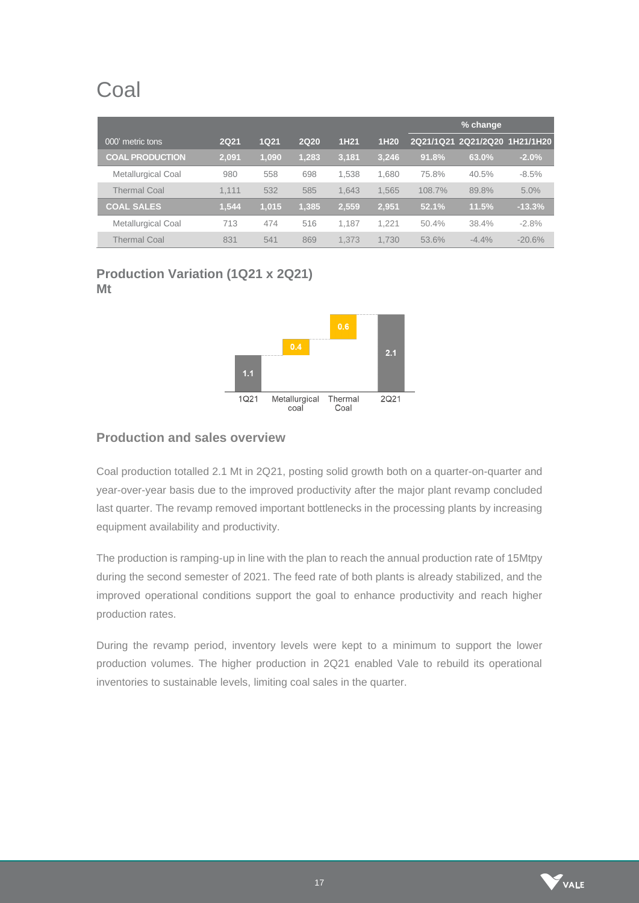# Coal

| 000' metric tons | 2Q21 | 1Q21 | 2Q20 | 1H21 | 1H20 | % change | | |
|---|---|---|---|---|---|---|---|---|
| | | | | | | 2Q21/1Q21 | 2Q21/2Q20 | 1H21/1H20 |
| **COAL PRODUCTION** | **2,091** | **1,090** | **1,283** | **3,181** | **3,246** | **91.8%** | **63.0%** | **-2.0%** |
| Metallurgical Coal | 980 | 558 | 698 | 1,538 | 1,680 | 75.8% | 40.5% | -8.5% |
| Thermal Coal | 1,111 | 532 | 585 | 1,643 | 1,565 | 108.7% | 89.8% | 5.0% |
| **COAL SALES** | **1,544** | **1,015** | **1,385** | **2,559** | **2,951** | **52.1%** | **11.5%** | **-13.3%** |
| Metallurgical Coal | 713 | 474 | 516 | 1,187 | 1,221 | 50.4% | 38.4% | -2.8% |
| Thermal Coal | 831 | 541 | 869 | 1,373 | 1,730 | 53.6% | -4.4% | -20.6% |

**Production Variation (1Q21 x 2Q21)**
**Mt**

1.1
0.4
0.6
2.1
1Q21
Metallurgical coal
Thermal Coal
2Q21

## Production and sales overview

Coal production totalled 2.1 Mt in 2Q21, posting solid growth both on a quarter-on-quarter and year-over-year basis due to the improved productivity after the major plant revamp concluded last quarter. The revamp removed important bottlenecks in the processing plants by increasing equipment availability and productivity.

The production is ramping-up in line with the plan to reach the annual production rate of 15Mtpy during the second semester of 2021. The feed rate of both plants is already stabilized, and the improved operational conditions support the goal to enhance productivity and reach higher production rates.

During the revamp period, inventory levels were kept to a minimum to support the lower production volumes. The higher production in 2Q21 enabled Vale to rebuild its operational inventories to sustainable levels, limiting coal sales in the quarter.